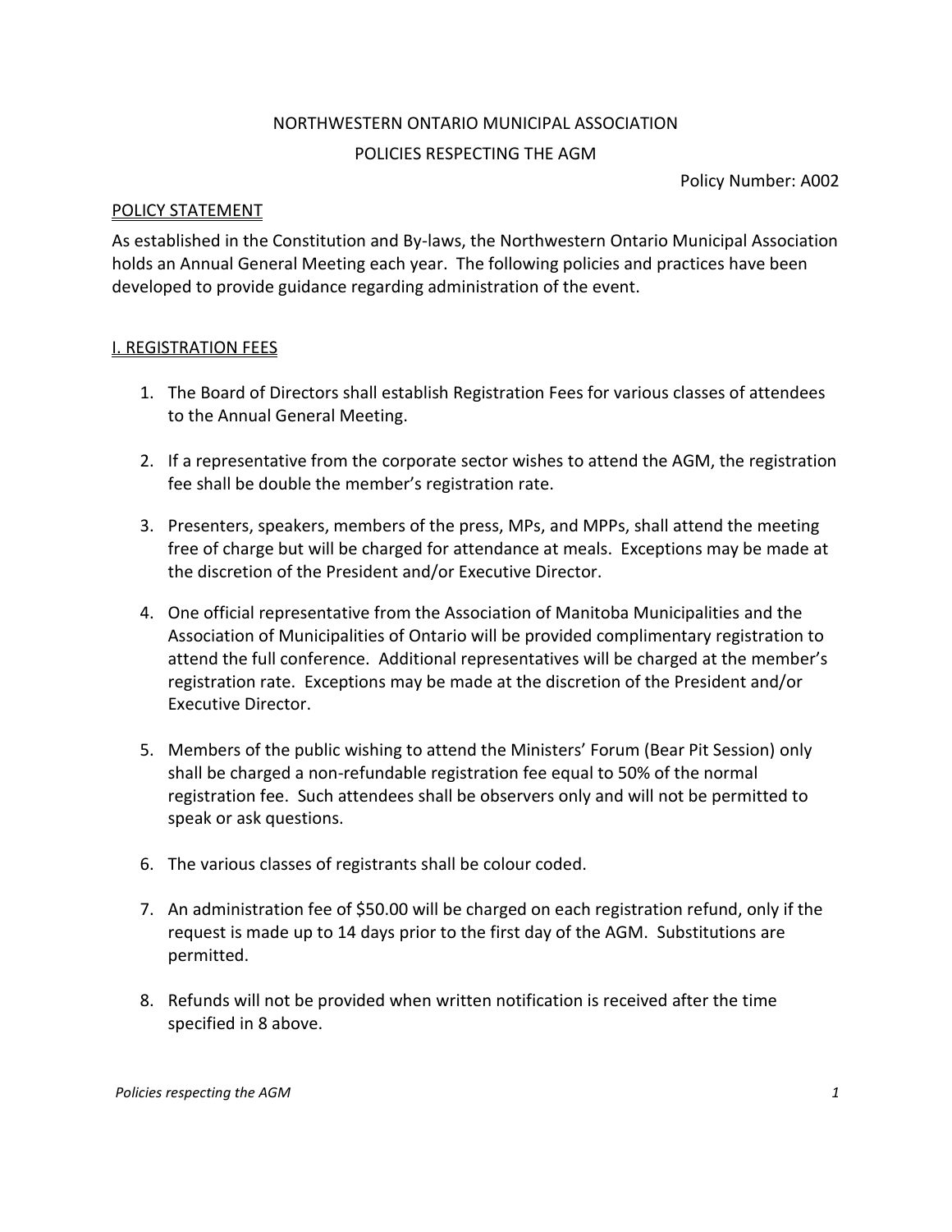NORTHWESTERN ONTARIO MUNICIPAL ASSOCIATION

POLICIES RESPECTING THE AGM

Policy Number: A002

## POLICY STATEMENT

As established in the Constitution and By-laws, the Northwestern Ontario Municipal Association holds an Annual General Meeting each year. The following policies and practices have been developed to provide guidance regarding administration of the event.

## I. REGISTRATION FEES

1. The Board of Directors shall establish Registration Fees for various classes of attendees to the Annual General Meeting.

2. If a representative from the corporate sector wishes to attend the AGM, the registration fee shall be double the member's registration rate.

3. Presenters, speakers, members of the press, MPs, and MPPs, shall attend the meeting free of charge but will be charged for attendance at meals. Exceptions may be made at the discretion of the President and/or Executive Director.

4. One official representative from the Association of Manitoba Municipalities and the Association of Municipalities of Ontario will be provided complimentary registration to attend the full conference. Additional representatives will be charged at the member's registration rate. Exceptions may be made at the discretion of the President and/or Executive Director.

5. Members of the public wishing to attend the Ministers' Forum (Bear Pit Session) only shall be charged a non-refundable registration fee equal to 50% of the normal registration fee. Such attendees shall be observers only and will not be permitted to speak or ask questions.

6. The various classes of registrants shall be colour coded.

7. An administration fee of $50.00 will be charged on each registration refund, only if the request is made up to 14 days prior to the first day of the AGM. Substitutions are permitted.

8. Refunds will not be provided when written notification is received after the time specified in 8 above.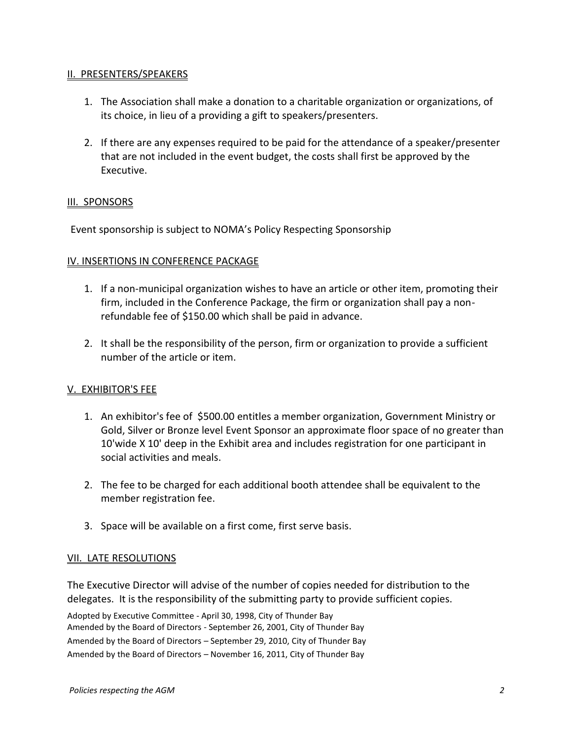## II. PRESENTERS/SPEAKERS

1. The Association shall make a donation to a charitable organization or organizations, of its choice, in lieu of a providing a gift to speakers/presenters.

2. If there are any expenses required to be paid for the attendance of a speaker/presenter that are not included in the event budget, the costs shall first be approved by the Executive.

## III. SPONSORS

Event sponsorship is subject to NOMA's Policy Respecting Sponsorship

## IV. INSERTIONS IN CONFERENCE PACKAGE

1. If a non-municipal organization wishes to have an article or other item, promoting their firm, included in the Conference Package, the firm or organization shall pay a non-refundable fee of $150.00 which shall be paid in advance.

2. It shall be the responsibility of the person, firm or organization to provide a sufficient number of the article or item.

## V. EXHIBITOR'S FEE

1. An exhibitor's fee of $500.00 entitles a member organization, Government Ministry or Gold, Silver or Bronze level Event Sponsor an approximate floor space of no greater than 10'wide X 10' deep in the Exhibit area and includes registration for one participant in social activities and meals.

2. The fee to be charged for each additional booth attendee shall be equivalent to the member registration fee.

3. Space will be available on a first come, first serve basis.

## VII. LATE RESOLUTIONS

The Executive Director will advise of the number of copies needed for distribution to the delegates. It is the responsibility of the submitting party to provide sufficient copies.

Adopted by Executive Committee - April 30, 1998, City of Thunder Bay
Amended by the Board of Directors - September 26, 2001, City of Thunder Bay
Amended by the Board of Directors – September 29, 2010, City of Thunder Bay
Amended by the Board of Directors – November 16, 2011, City of Thunder Bay